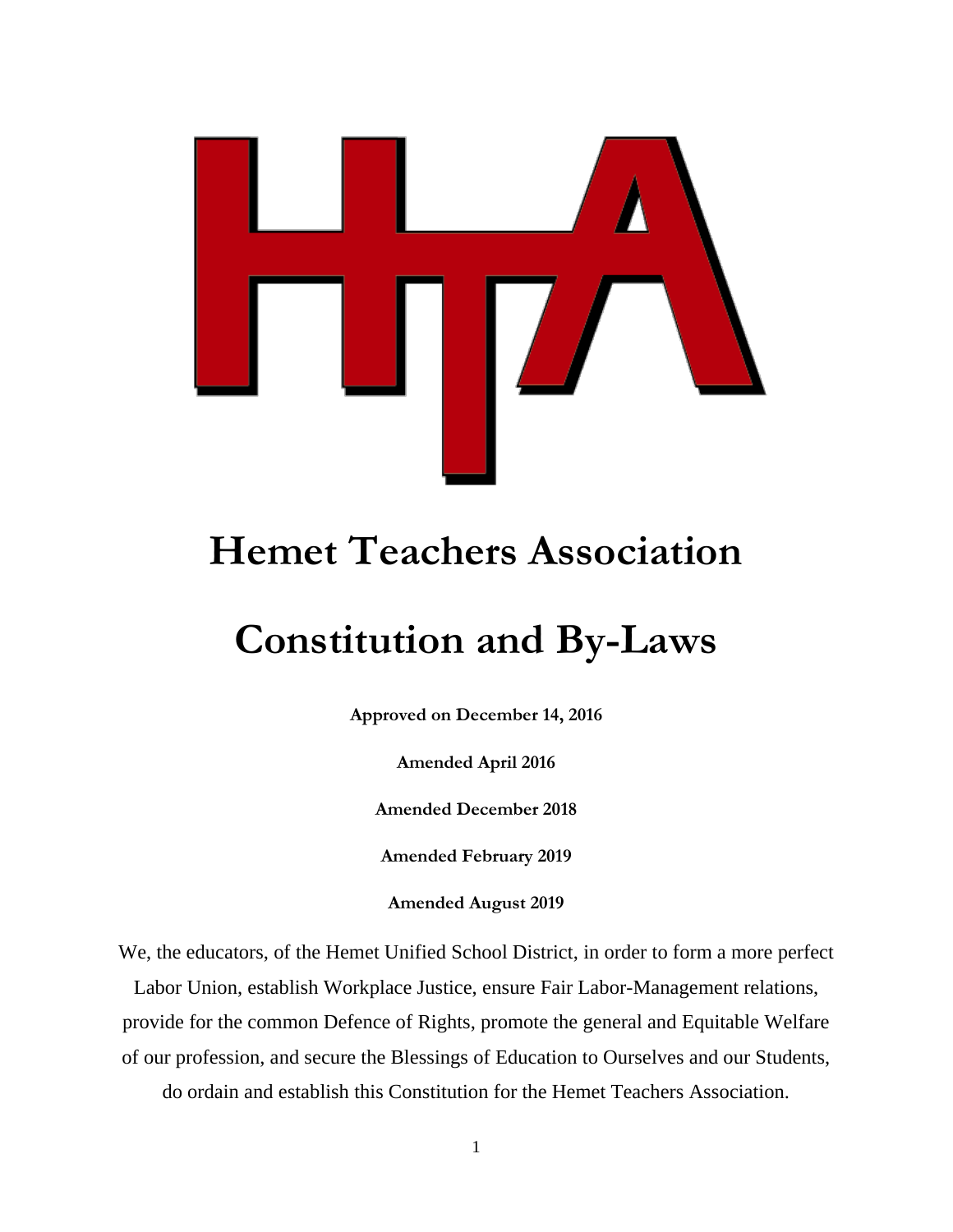# Hemet Teachers Association

# Constitution and By-Laws

**Approved on December 14, 2016**

**Amended April 2016**

**Amended December 2018**

**Amended February 2019**

**Amended August 2019**

We, the educators, of the Hemet Unified School District, in order to form a more perfect Labor Union, establish Workplace Justice, ensure Fair Labor-Management relations, provide for the common Defence of Rights, promote the general and Equitable Welfare of our profession, and secure the Blessings of Education to Ourselves and our Students, do ordain and establish this Constitution for the Hemet Teachers Association.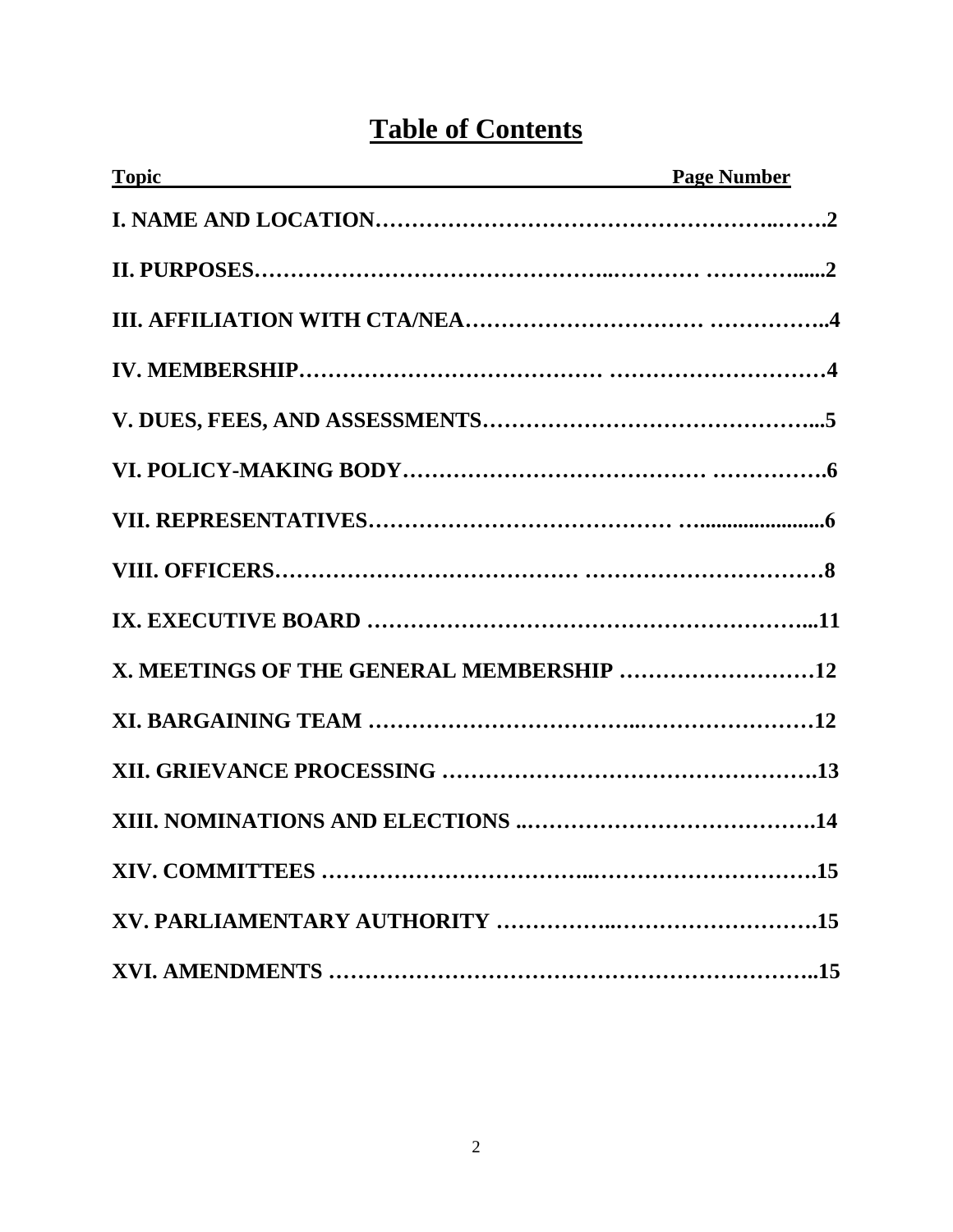# Table of Contents

| Topic | Page Number |
|---|---|
| **I. NAME AND LOCATION** | **2** |
| **II. PURPOSES** | **2** |
| **III. AFFILIATION WITH CTA/NEA** | **4** |
| **IV. MEMBERSHIP** | **4** |
| **V. DUES, FEES, AND ASSESSMENTS** | **5** |
| **VI. POLICY-MAKING BODY** | **6** |
| **VII. REPRESENTATIVES** | **6** |
| **VIII. OFFICERS** | **8** |
| **IX. EXECUTIVE BOARD** | **11** |
| **X. MEETINGS OF THE GENERAL MEMBERSHIP** | **12** |
| **XI. BARGAINING TEAM** | **12** |
| **XII. GRIEVANCE PROCESSING** | **13** |
| **XIII. NOMINATIONS AND ELECTIONS** | **14** |
| **XIV. COMMITTEES** | **15** |
| **XV. PARLIAMENTARY AUTHORITY** | **15** |
| **XVI. AMENDMENTS** | **15** |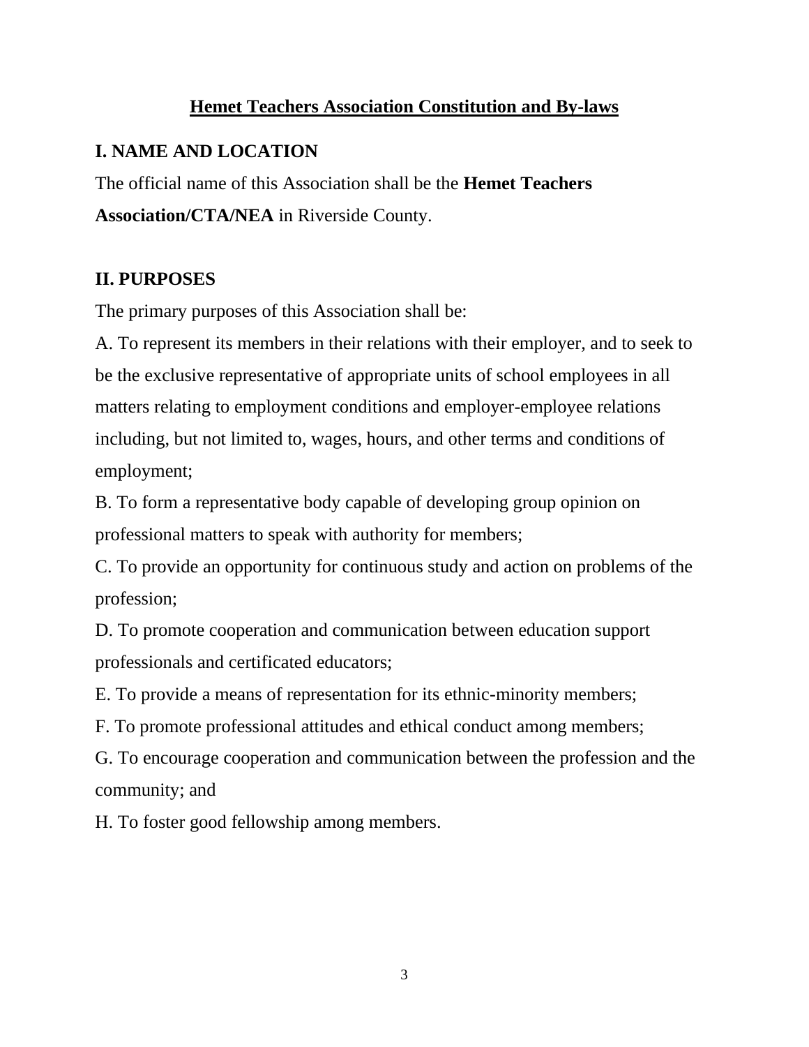# <u>Hemet Teachers Association Constitution and By-laws</u>

## I. NAME AND LOCATION

The official name of this Association shall be the **Hemet Teachers Association/CTA/NEA** in Riverside County.

## II. PURPOSES

The primary purposes of this Association shall be:

A. To represent its members in their relations with their employer, and to seek to be the exclusive representative of appropriate units of school employees in all matters relating to employment conditions and employer-employee relations including, but not limited to, wages, hours, and other terms and conditions of employment;

B. To form a representative body capable of developing group opinion on professional matters to speak with authority for members;

C. To provide an opportunity for continuous study and action on problems of the profession;

D. To promote cooperation and communication between education support professionals and certificated educators;

E. To provide a means of representation for its ethnic-minority members;

F. To promote professional attitudes and ethical conduct among members;

G. To encourage cooperation and communication between the profession and the community; and

H. To foster good fellowship among members.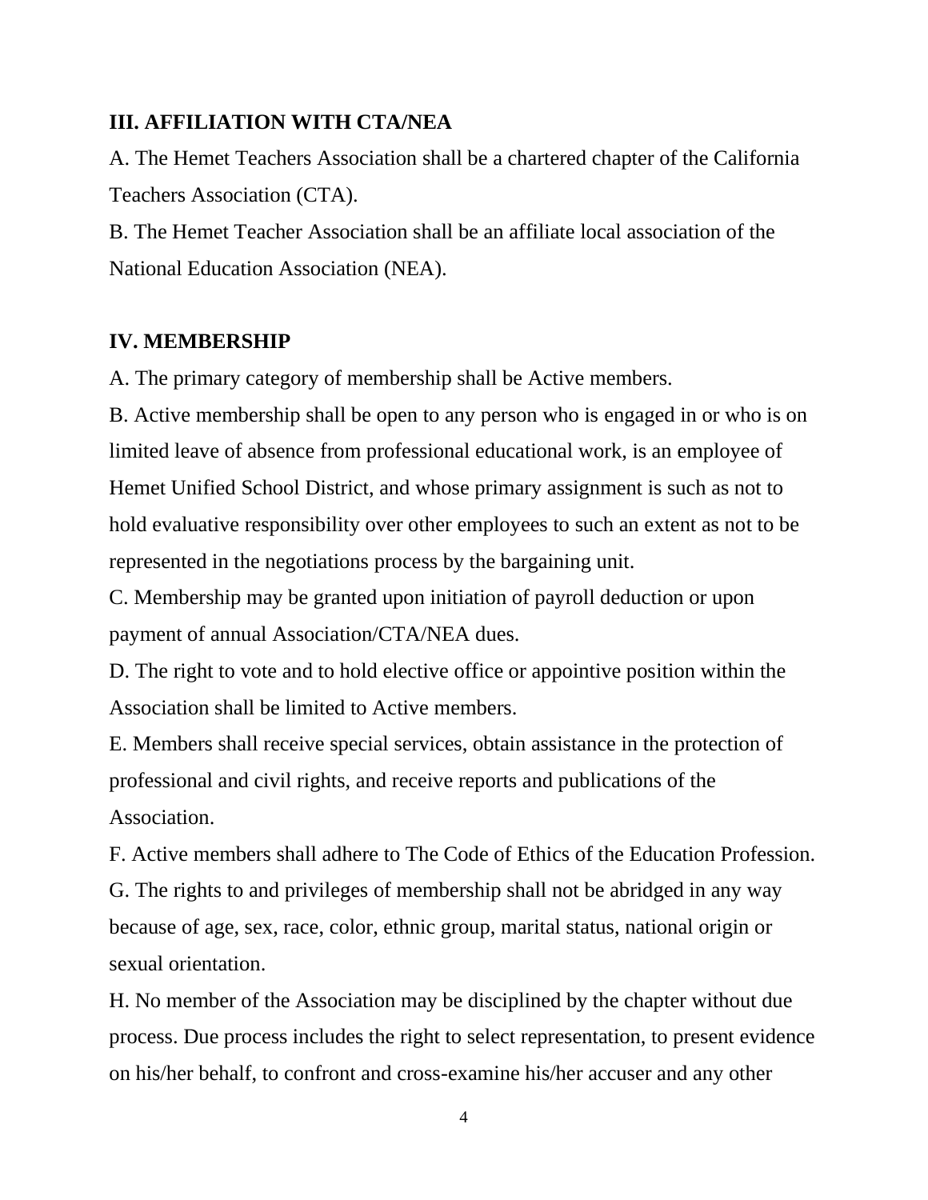## III. AFFILIATION WITH CTA/NEA

A. The Hemet Teachers Association shall be a chartered chapter of the California Teachers Association (CTA).

B. The Hemet Teacher Association shall be an affiliate local association of the National Education Association (NEA).

## IV. MEMBERSHIP

A. The primary category of membership shall be Active members.

B. Active membership shall be open to any person who is engaged in or who is on limited leave of absence from professional educational work, is an employee of Hemet Unified School District, and whose primary assignment is such as not to hold evaluative responsibility over other employees to such an extent as not to be represented in the negotiations process by the bargaining unit.

C. Membership may be granted upon initiation of payroll deduction or upon payment of annual Association/CTA/NEA dues.

D. The right to vote and to hold elective office or appointive position within the Association shall be limited to Active members.

E. Members shall receive special services, obtain assistance in the protection of professional and civil rights, and receive reports and publications of the Association.

F. Active members shall adhere to The Code of Ethics of the Education Profession.

G. The rights to and privileges of membership shall not be abridged in any way because of age, sex, race, color, ethnic group, marital status, national origin or sexual orientation.

H. No member of the Association may be disciplined by the chapter without due process. Due process includes the right to select representation, to present evidence on his/her behalf, to confront and cross-examine his/her accuser and any other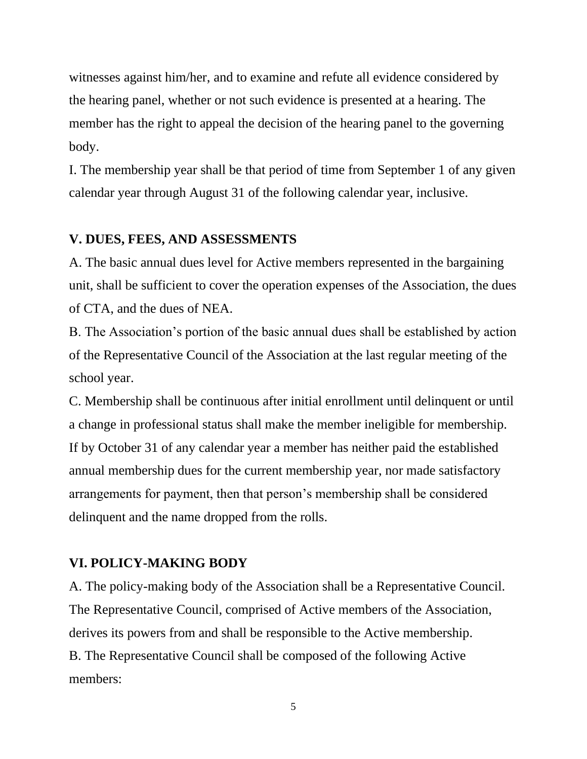witnesses against him/her, and to examine and refute all evidence considered by the hearing panel, whether or not such evidence is presented at a hearing. The member has the right to appeal the decision of the hearing panel to the governing body.

I. The membership year shall be that period of time from September 1 of any given calendar year through August 31 of the following calendar year, inclusive.

## V. DUES, FEES, AND ASSESSMENTS

A. The basic annual dues level for Active members represented in the bargaining unit, shall be sufficient to cover the operation expenses of the Association, the dues of CTA, and the dues of NEA.

B. The Association's portion of the basic annual dues shall be established by action of the Representative Council of the Association at the last regular meeting of the school year.

C. Membership shall be continuous after initial enrollment until delinquent or until a change in professional status shall make the member ineligible for membership. If by October 31 of any calendar year a member has neither paid the established annual membership dues for the current membership year, nor made satisfactory arrangements for payment, then that person's membership shall be considered delinquent and the name dropped from the rolls.

## VI. POLICY-MAKING BODY

A. The policy-making body of the Association shall be a Representative Council. The Representative Council, comprised of Active members of the Association, derives its powers from and shall be responsible to the Active membership.

B. The Representative Council shall be composed of the following Active members: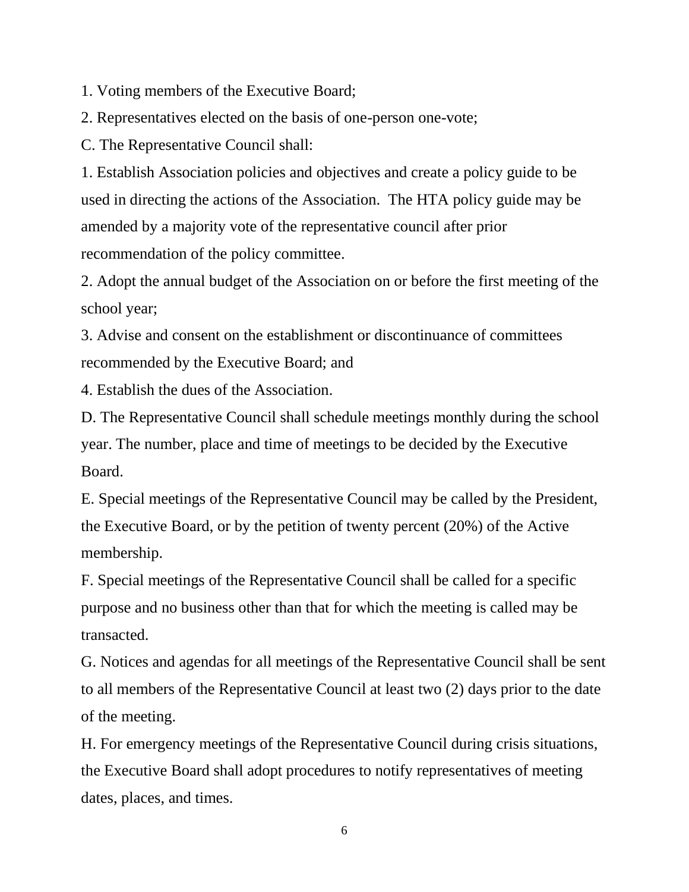1. Voting members of the Executive Board;

2. Representatives elected on the basis of one-person one-vote;

C. The Representative Council shall:

1. Establish Association policies and objectives and create a policy guide to be used in directing the actions of the Association. The HTA policy guide may be amended by a majority vote of the representative council after prior recommendation of the policy committee.

2. Adopt the annual budget of the Association on or before the first meeting of the school year;

3. Advise and consent on the establishment or discontinuance of committees recommended by the Executive Board; and

4. Establish the dues of the Association.

D. The Representative Council shall schedule meetings monthly during the school year. The number, place and time of meetings to be decided by the Executive Board.

E. Special meetings of the Representative Council may be called by the President, the Executive Board, or by the petition of twenty percent (20%) of the Active membership.

F. Special meetings of the Representative Council shall be called for a specific purpose and no business other than that for which the meeting is called may be transacted.

G. Notices and agendas for all meetings of the Representative Council shall be sent to all members of the Representative Council at least two (2) days prior to the date of the meeting.

H. For emergency meetings of the Representative Council during crisis situations, the Executive Board shall adopt procedures to notify representatives of meeting dates, places, and times.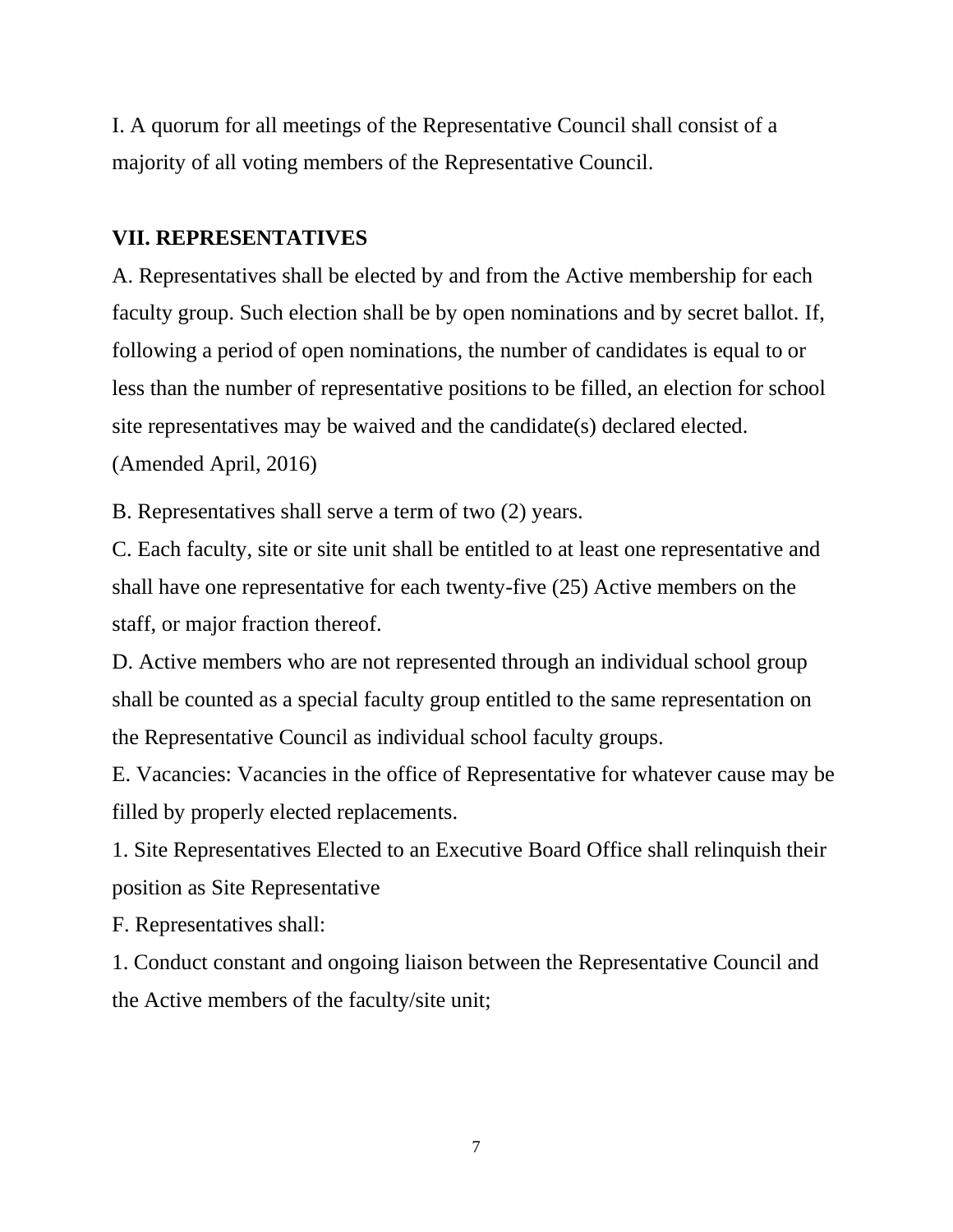I. A quorum for all meetings of the Representative Council shall consist of a majority of all voting members of the Representative Council.

## VII. REPRESENTATIVES

A. Representatives shall be elected by and from the Active membership for each faculty group. Such election shall be by open nominations and by secret ballot. If, following a period of open nominations, the number of candidates is equal to or less than the number of representative positions to be filled, an election for school site representatives may be waived and the candidate(s) declared elected. (Amended April, 2016)

B. Representatives shall serve a term of two (2) years.

C. Each faculty, site or site unit shall be entitled to at least one representative and shall have one representative for each twenty-five (25) Active members on the staff, or major fraction thereof.

D. Active members who are not represented through an individual school group shall be counted as a special faculty group entitled to the same representation on the Representative Council as individual school faculty groups.

E. Vacancies: Vacancies in the office of Representative for whatever cause may be filled by properly elected replacements.

1. Site Representatives Elected to an Executive Board Office shall relinquish their position as Site Representative

F. Representatives shall:

1. Conduct constant and ongoing liaison between the Representative Council and the Active members of the faculty/site unit;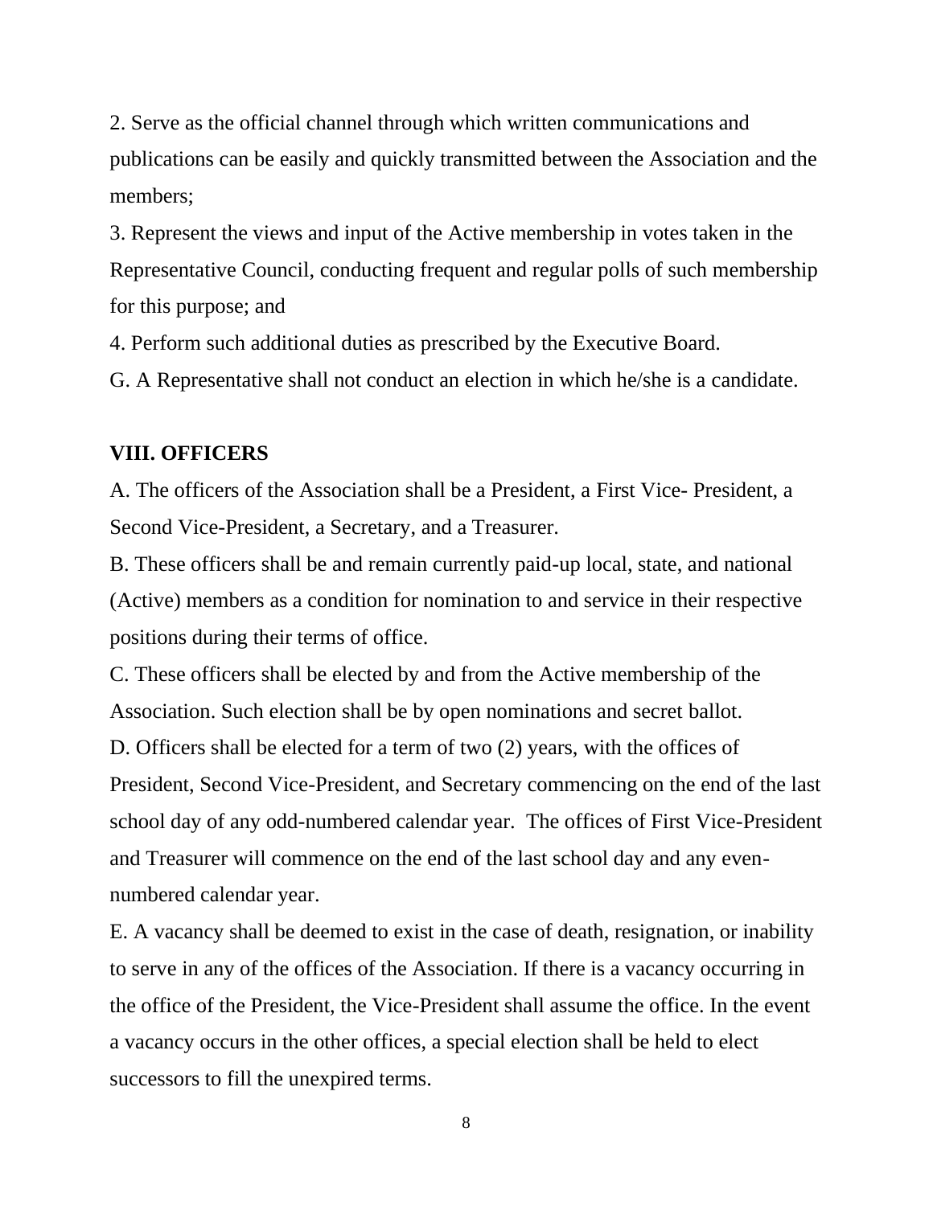2. Serve as the official channel through which written communications and publications can be easily and quickly transmitted between the Association and the members;

3. Represent the views and input of the Active membership in votes taken in the Representative Council, conducting frequent and regular polls of such membership for this purpose; and

4. Perform such additional duties as prescribed by the Executive Board.

G. A Representative shall not conduct an election in which he/she is a candidate.

## VIII. OFFICERS

A. The officers of the Association shall be a President, a First Vice- President, a Second Vice-President, a Secretary, and a Treasurer.

B. These officers shall be and remain currently paid-up local, state, and national (Active) members as a condition for nomination to and service in their respective positions during their terms of office.

C. These officers shall be elected by and from the Active membership of the Association. Such election shall be by open nominations and secret ballot.

D. Officers shall be elected for a term of two (2) years, with the offices of President, Second Vice-President, and Secretary commencing on the end of the last school day of any odd-numbered calendar year. The offices of First Vice-President and Treasurer will commence on the end of the last school day and any even-numbered calendar year.

E. A vacancy shall be deemed to exist in the case of death, resignation, or inability to serve in any of the offices of the Association. If there is a vacancy occurring in the office of the President, the Vice-President shall assume the office. In the event a vacancy occurs in the other offices, a special election shall be held to elect successors to fill the unexpired terms.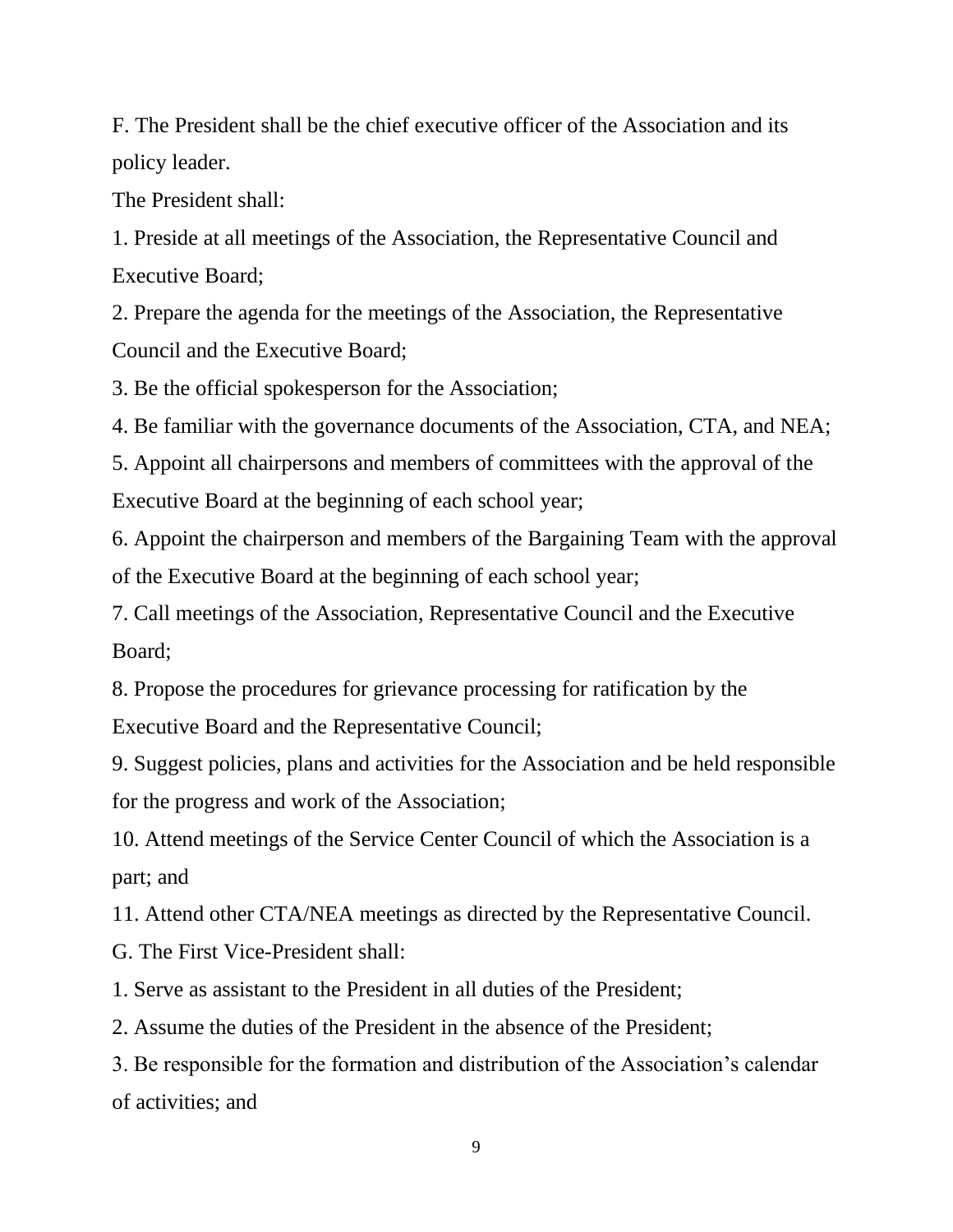F. The President shall be the chief executive officer of the Association and its policy leader.

The President shall:

1. Preside at all meetings of the Association, the Representative Council and Executive Board;
2. Prepare the agenda for the meetings of the Association, the Representative Council and the Executive Board;
3. Be the official spokesperson for the Association;
4. Be familiar with the governance documents of the Association, CTA, and NEA;
5. Appoint all chairpersons and members of committees with the approval of the Executive Board at the beginning of each school year;
6. Appoint the chairperson and members of the Bargaining Team with the approval of the Executive Board at the beginning of each school year;
7. Call meetings of the Association, Representative Council and the Executive Board;
8. Propose the procedures for grievance processing for ratification by the Executive Board and the Representative Council;
9. Suggest policies, plans and activities for the Association and be held responsible for the progress and work of the Association;
10. Attend meetings of the Service Center Council of which the Association is a part; and
11. Attend other CTA/NEA meetings as directed by the Representative Council.

G. The First Vice-President shall:

1. Serve as assistant to the President in all duties of the President;
2. Assume the duties of the President in the absence of the President;
3. Be responsible for the formation and distribution of the Association's calendar of activities; and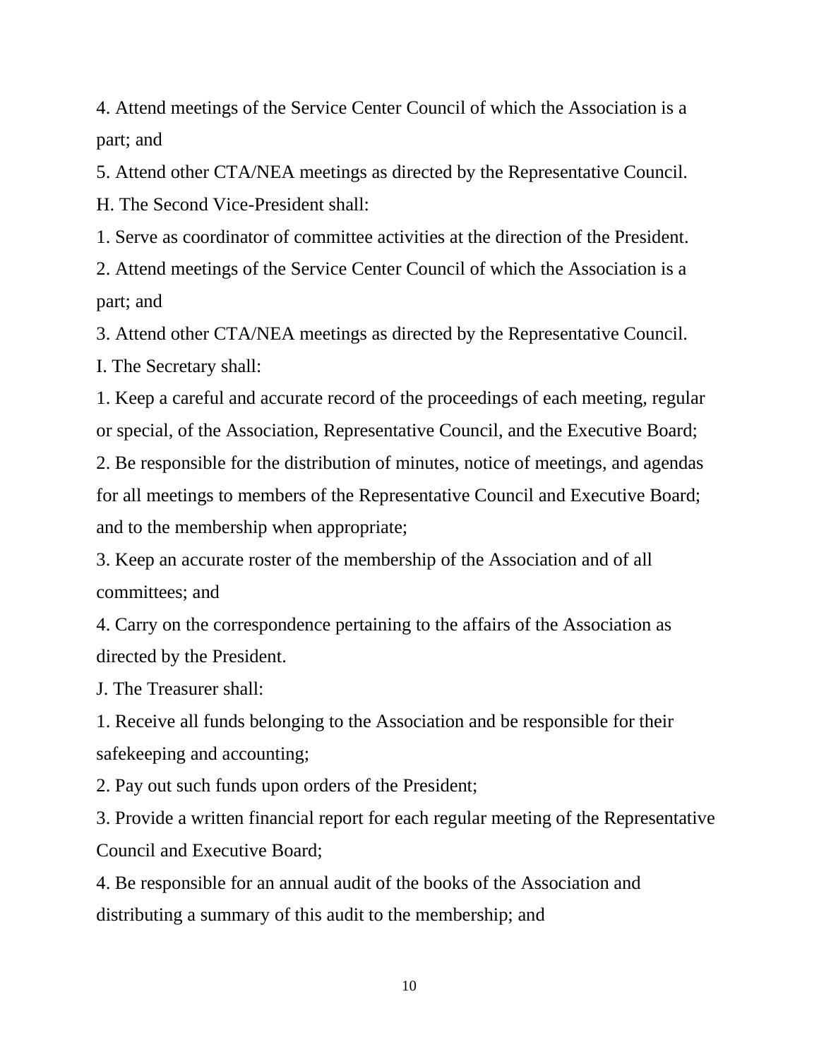4. Attend meetings of the Service Center Council of which the Association is a part; and

5. Attend other CTA/NEA meetings as directed by the Representative Council.

H. The Second Vice-President shall:

1. Serve as coordinator of committee activities at the direction of the President.

2. Attend meetings of the Service Center Council of which the Association is a part; and

3. Attend other CTA/NEA meetings as directed by the Representative Council.

I. The Secretary shall:

1. Keep a careful and accurate record of the proceedings of each meeting, regular or special, of the Association, Representative Council, and the Executive Board;

2. Be responsible for the distribution of minutes, notice of meetings, and agendas for all meetings to members of the Representative Council and Executive Board; and to the membership when appropriate;

3. Keep an accurate roster of the membership of the Association and of all committees; and

4. Carry on the correspondence pertaining to the affairs of the Association as directed by the President.

J. The Treasurer shall:

1. Receive all funds belonging to the Association and be responsible for their safekeeping and accounting;

2. Pay out such funds upon orders of the President;

3. Provide a written financial report for each regular meeting of the Representative Council and Executive Board;

4. Be responsible for an annual audit of the books of the Association and distributing a summary of this audit to the membership; and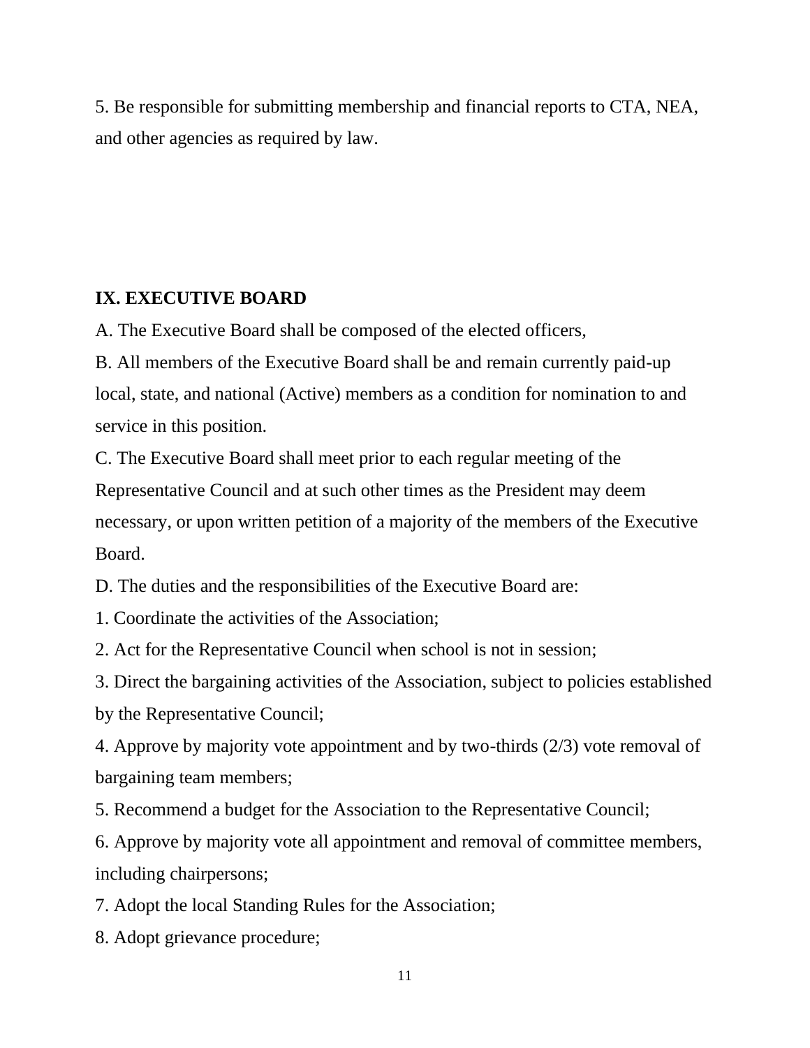5. Be responsible for submitting membership and financial reports to CTA, NEA, and other agencies as required by law.

## IX. EXECUTIVE BOARD

A. The Executive Board shall be composed of the elected officers,

B. All members of the Executive Board shall be and remain currently paid-up local, state, and national (Active) members as a condition for nomination to and service in this position.

C. The Executive Board shall meet prior to each regular meeting of the Representative Council and at such other times as the President may deem necessary, or upon written petition of a majority of the members of the Executive Board.

D. The duties and the responsibilities of the Executive Board are:

1. Coordinate the activities of the Association;
2. Act for the Representative Council when school is not in session;
3. Direct the bargaining activities of the Association, subject to policies established by the Representative Council;
4. Approve by majority vote appointment and by two-thirds (2/3) vote removal of bargaining team members;
5. Recommend a budget for the Association to the Representative Council;
6. Approve by majority vote all appointment and removal of committee members, including chairpersons;
7. Adopt the local Standing Rules for the Association;
8. Adopt grievance procedure;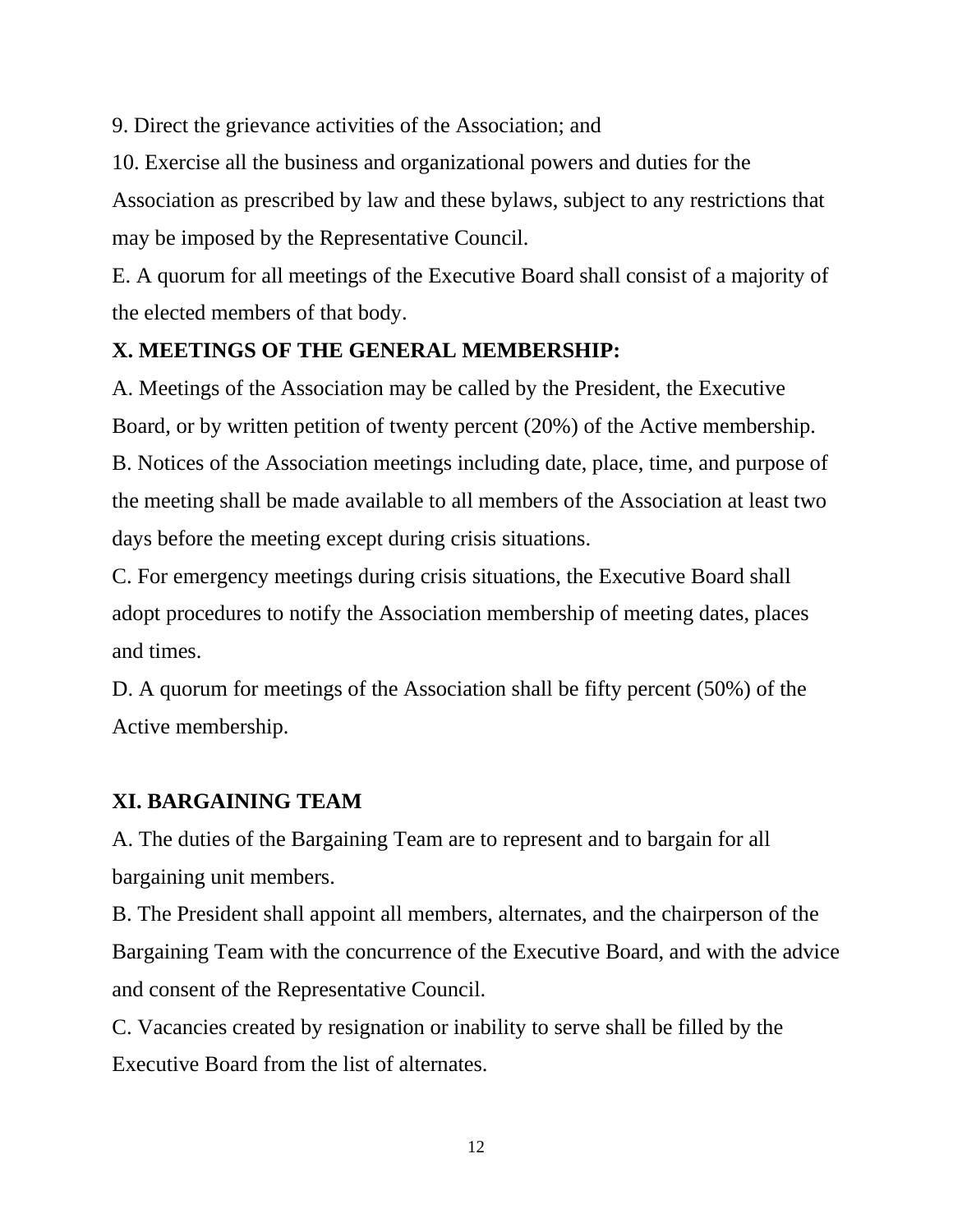9. Direct the grievance activities of the Association; and

10. Exercise all the business and organizational powers and duties for the Association as prescribed by law and these bylaws, subject to any restrictions that may be imposed by the Representative Council.

E. A quorum for all meetings of the Executive Board shall consist of a majority of the elected members of that body.

## X. MEETINGS OF THE GENERAL MEMBERSHIP:

A. Meetings of the Association may be called by the President, the Executive Board, or by written petition of twenty percent (20%) of the Active membership.

B. Notices of the Association meetings including date, place, time, and purpose of the meeting shall be made available to all members of the Association at least two days before the meeting except during crisis situations.

C. For emergency meetings during crisis situations, the Executive Board shall adopt procedures to notify the Association membership of meeting dates, places and times.

D. A quorum for meetings of the Association shall be fifty percent (50%) of the Active membership.

## XI. BARGAINING TEAM

A. The duties of the Bargaining Team are to represent and to bargain for all bargaining unit members.

B. The President shall appoint all members, alternates, and the chairperson of the Bargaining Team with the concurrence of the Executive Board, and with the advice and consent of the Representative Council.

C. Vacancies created by resignation or inability to serve shall be filled by the Executive Board from the list of alternates.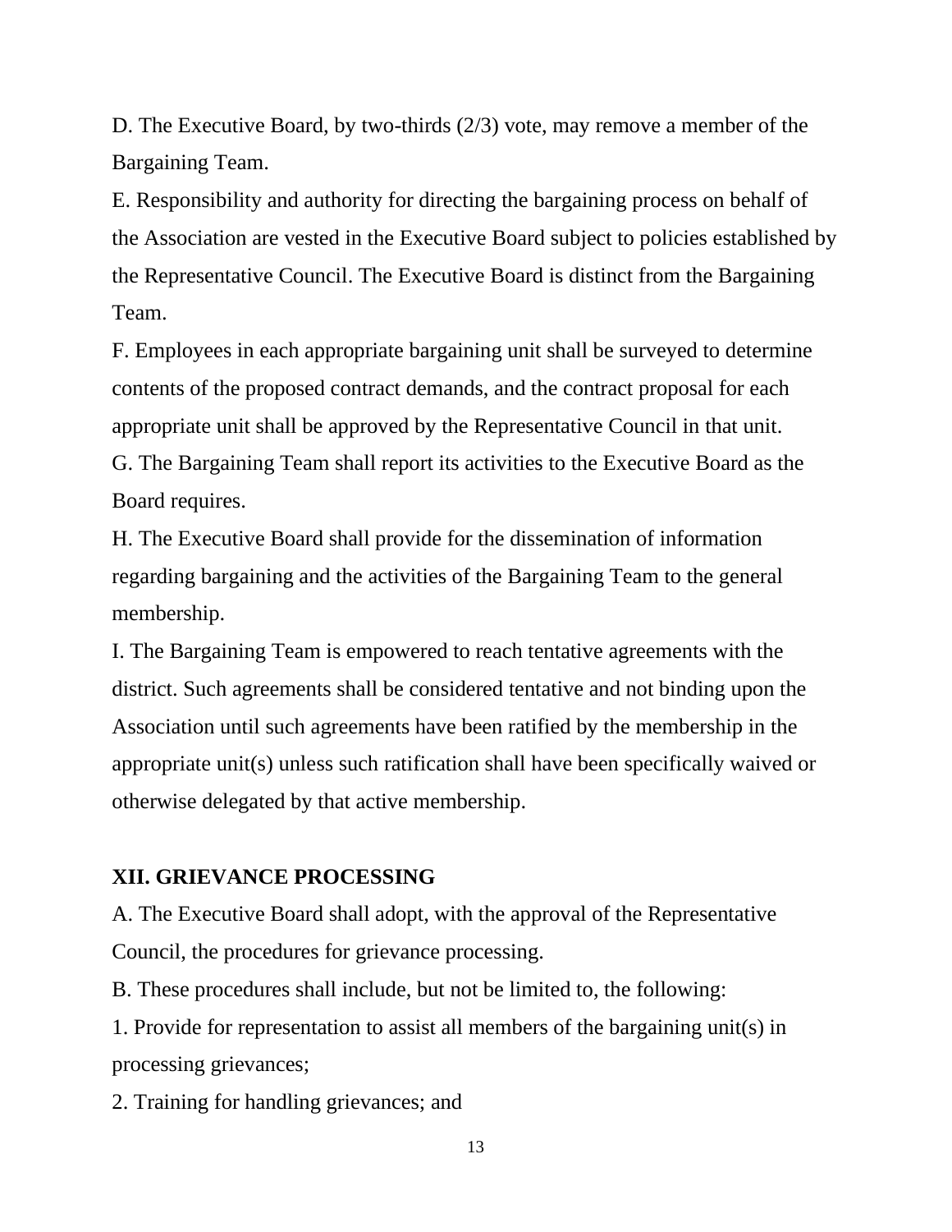D. The Executive Board, by two-thirds (2/3) vote, may remove a member of the Bargaining Team.

E. Responsibility and authority for directing the bargaining process on behalf of the Association are vested in the Executive Board subject to policies established by the Representative Council. The Executive Board is distinct from the Bargaining Team.

F. Employees in each appropriate bargaining unit shall be surveyed to determine contents of the proposed contract demands, and the contract proposal for each appropriate unit shall be approved by the Representative Council in that unit.

G. The Bargaining Team shall report its activities to the Executive Board as the Board requires.

H. The Executive Board shall provide for the dissemination of information regarding bargaining and the activities of the Bargaining Team to the general membership.

I. The Bargaining Team is empowered to reach tentative agreements with the district. Such agreements shall be considered tentative and not binding upon the Association until such agreements have been ratified by the membership in the appropriate unit(s) unless such ratification shall have been specifically waived or otherwise delegated by that active membership.

## XII. GRIEVANCE PROCESSING

A. The Executive Board shall adopt, with the approval of the Representative Council, the procedures for grievance processing.

B. These procedures shall include, but not be limited to, the following:

1. Provide for representation to assist all members of the bargaining unit(s) in processing grievances;
2. Training for handling grievances; and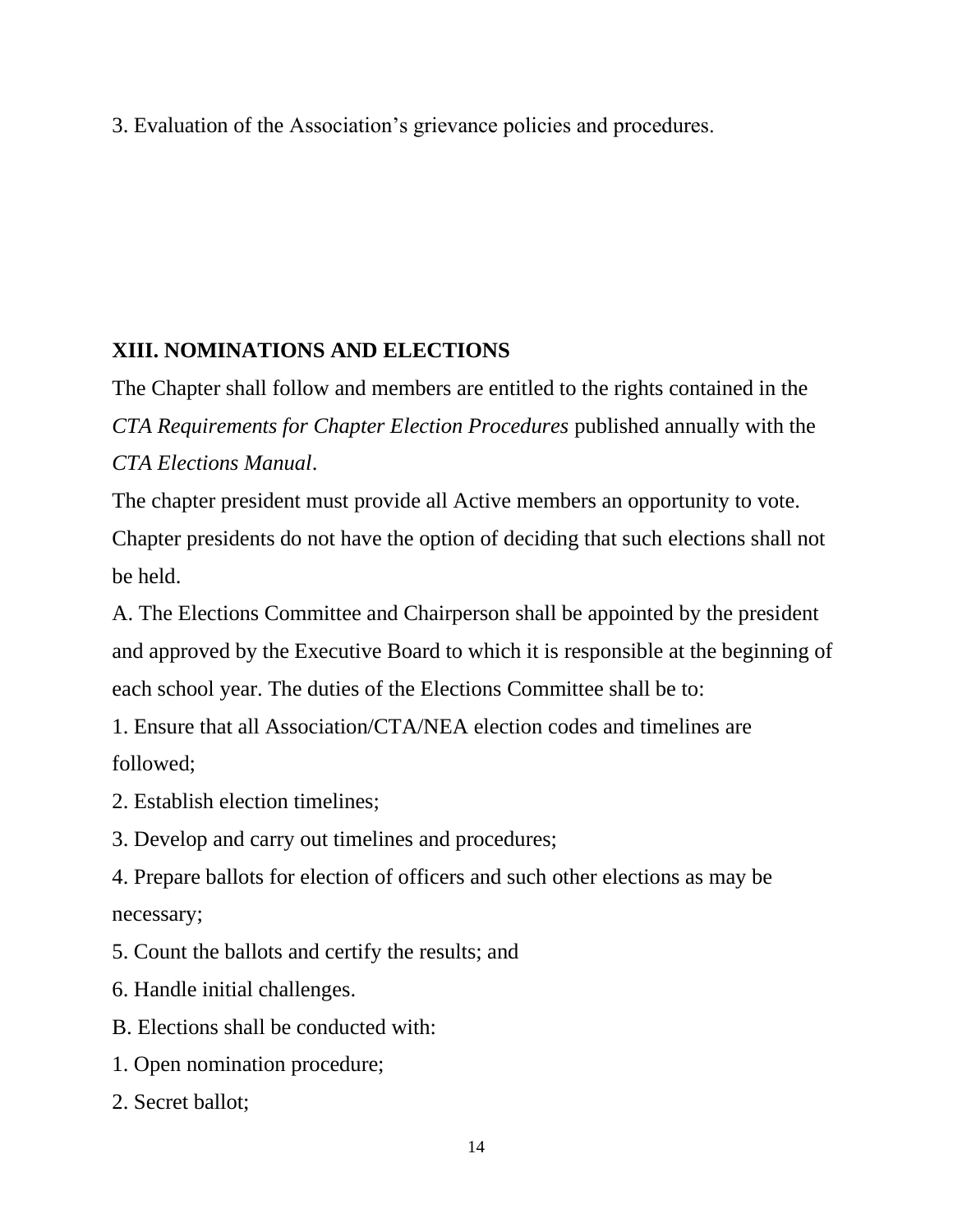3. Evaluation of the Association's grievance policies and procedures.

## XIII. NOMINATIONS AND ELECTIONS

The Chapter shall follow and members are entitled to the rights contained in the *CTA Requirements for Chapter Election Procedures* published annually with the *CTA Elections Manual*.

The chapter president must provide all Active members an opportunity to vote. Chapter presidents do not have the option of deciding that such elections shall not be held.

A. The Elections Committee and Chairperson shall be appointed by the president and approved by the Executive Board to which it is responsible at the beginning of each school year. The duties of the Elections Committee shall be to:

1. Ensure that all Association/CTA/NEA election codes and timelines are followed;
2. Establish election timelines;
3. Develop and carry out timelines and procedures;
4. Prepare ballots for election of officers and such other elections as may be necessary;
5. Count the ballots and certify the results; and
6. Handle initial challenges.

B. Elections shall be conducted with:

1. Open nomination procedure;
2. Secret ballot;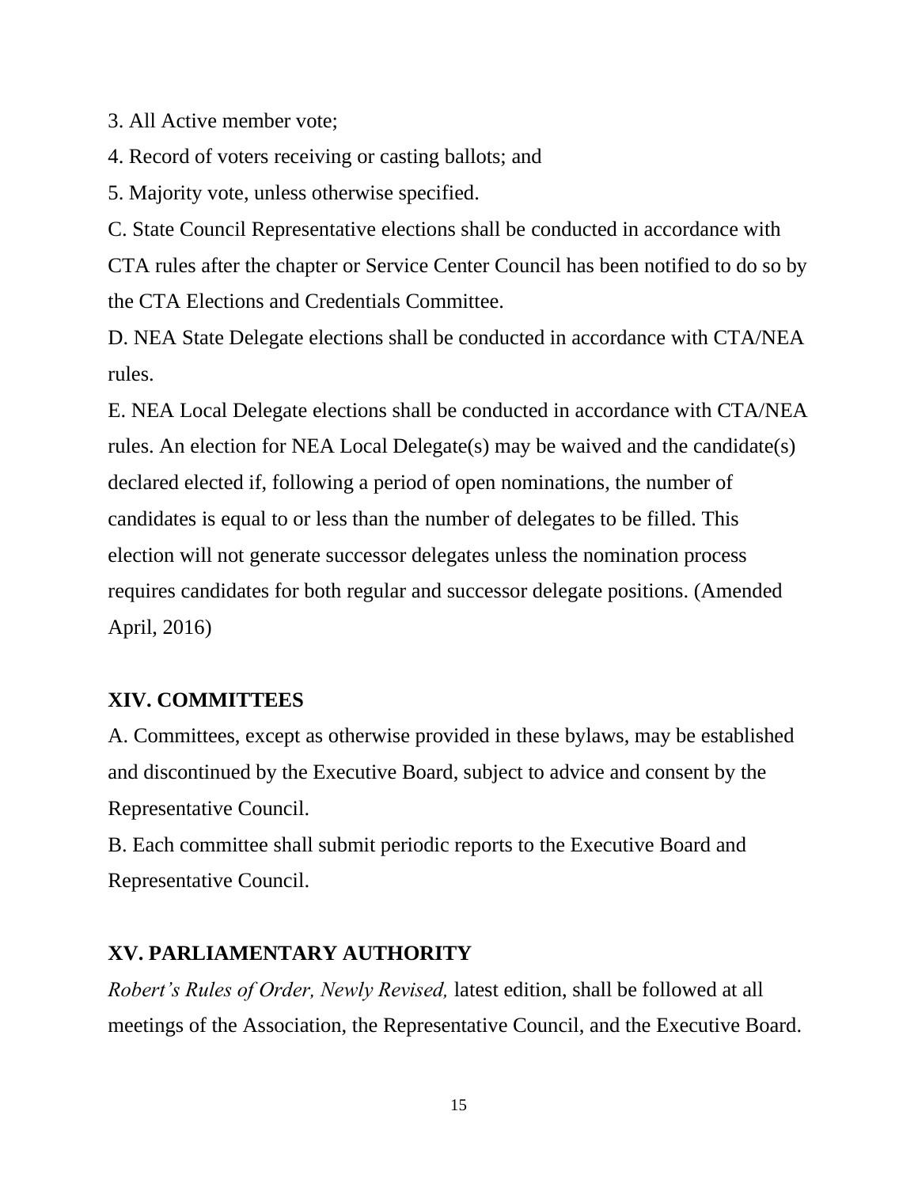3. All Active member vote;

4. Record of voters receiving or casting ballots; and

5. Majority vote, unless otherwise specified.

C. State Council Representative elections shall be conducted in accordance with CTA rules after the chapter or Service Center Council has been notified to do so by the CTA Elections and Credentials Committee.

D. NEA State Delegate elections shall be conducted in accordance with CTA/NEA rules.

E. NEA Local Delegate elections shall be conducted in accordance with CTA/NEA rules. An election for NEA Local Delegate(s) may be waived and the candidate(s) declared elected if, following a period of open nominations, the number of candidates is equal to or less than the number of delegates to be filled. This election will not generate successor delegates unless the nomination process requires candidates for both regular and successor delegate positions. (Amended April, 2016)

## XIV. COMMITTEES

A. Committees, except as otherwise provided in these bylaws, may be established and discontinued by the Executive Board, subject to advice and consent by the Representative Council.

B. Each committee shall submit periodic reports to the Executive Board and Representative Council.

## XV. PARLIAMENTARY AUTHORITY

*Robert's Rules of Order, Newly Revised,* latest edition, shall be followed at all meetings of the Association, the Representative Council, and the Executive Board.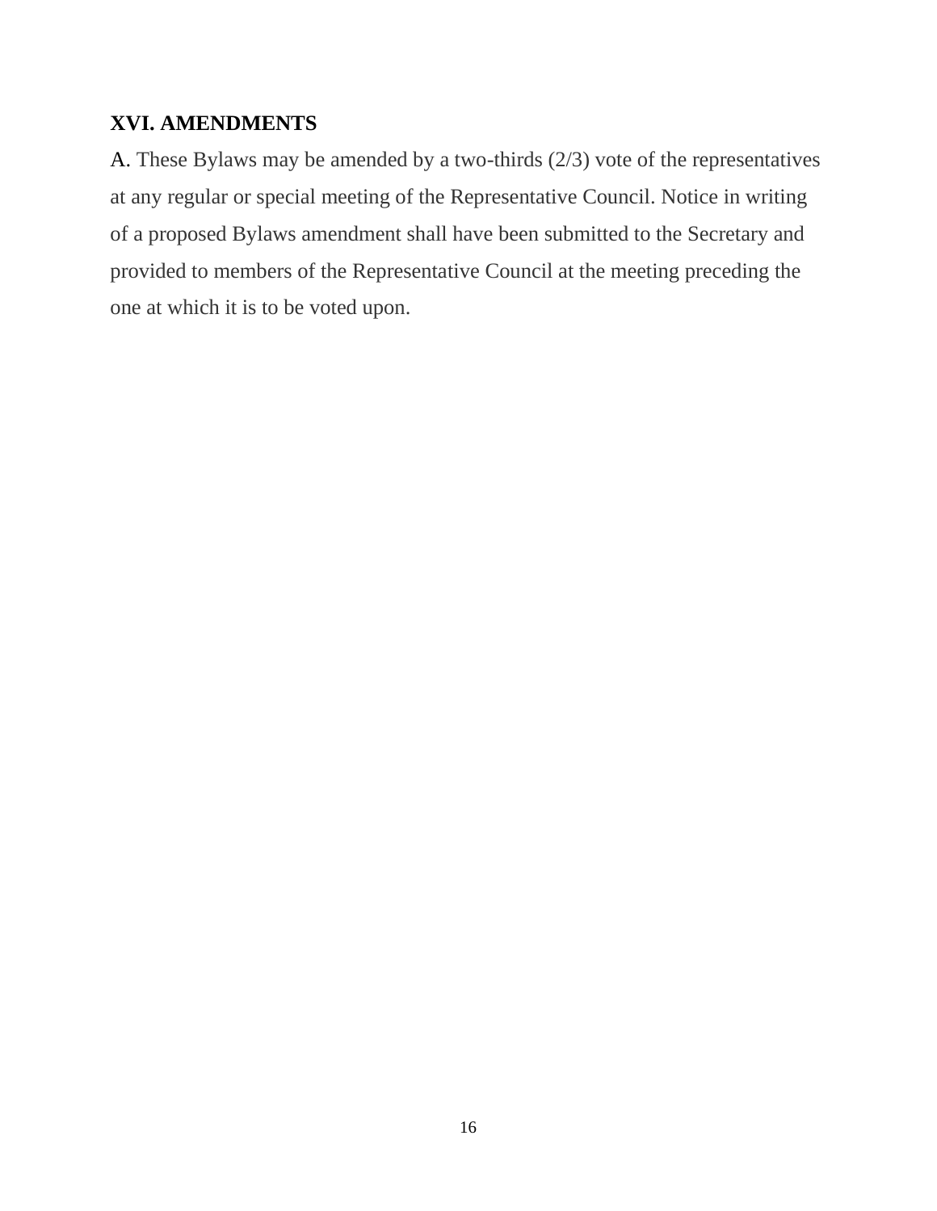## XVI. AMENDMENTS

A. These Bylaws may be amended by a two-thirds (2/3) vote of the representatives at any regular or special meeting of the Representative Council. Notice in writing of a proposed Bylaws amendment shall have been submitted to the Secretary and provided to members of the Representative Council at the meeting preceding the one at which it is to be voted upon.